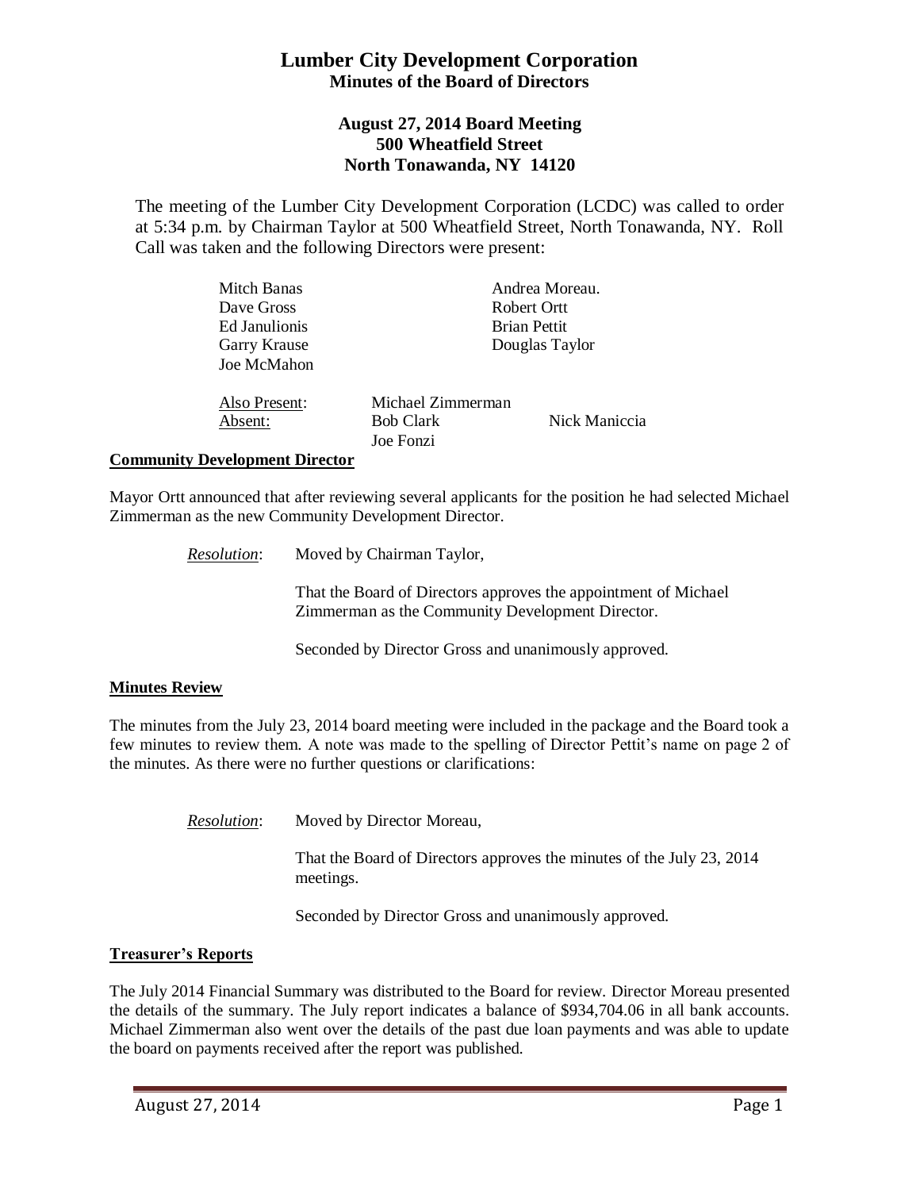# Lumber City Development Corporation
## Minutes of the Board of Directors

### August 27, 2014 Board Meeting
### 500 Wheatfield Street
### North Tonawanda, NY 14120

The meeting of the Lumber City Development Corporation (LCDC) was called to order at 5:34 p.m. by Chairman Taylor at 500 Wheatfield Street, North Tonawanda, NY. Roll Call was taken and the following Directors were present:

Mitch Banas
Dave Gross
Ed Janulionis
Garry Krause
Joe McMahon
Andrea Moreau.
Robert Ortt
Brian Pettit
Douglas Taylor

Also Present: Michael Zimmerman

Absent: Bob Clark, Joe Fonzi, Nick Maniccia

**Community Development Director**

Mayor Ortt announced that after reviewing several applicants for the position he had selected Michael Zimmerman as the new Community Development Director.

*Resolution*: Moved by Chairman Taylor,

That the Board of Directors approves the appointment of Michael Zimmerman as the Community Development Director.

Seconded by Director Gross and unanimously approved.

**Minutes Review**

The minutes from the July 23, 2014 board meeting were included in the package and the Board took a few minutes to review them. A note was made to the spelling of Director Pettit's name on page 2 of the minutes. As there were no further questions or clarifications:

*Resolution*: Moved by Director Moreau,

That the Board of Directors approves the minutes of the July 23, 2014 meetings.

Seconded by Director Gross and unanimously approved.

**Treasurer's Reports**

The July 2014 Financial Summary was distributed to the Board for review. Director Moreau presented the details of the summary. The July report indicates a balance of $934,704.06 in all bank accounts. Michael Zimmerman also went over the details of the past due loan payments and was able to update the board on payments received after the report was published.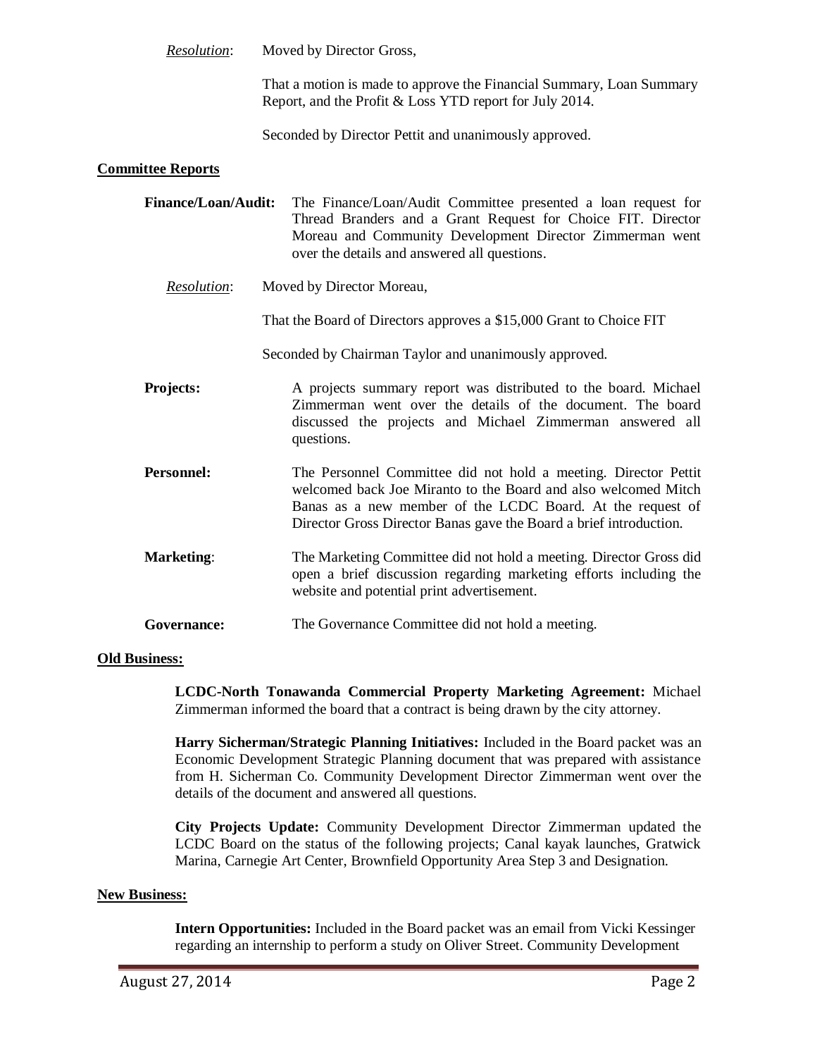*Resolution*: Moved by Director Gross,

That a motion is made to approve the Financial Summary, Loan Summary Report, and the Profit & Loss YTD report for July 2014.

Seconded by Director Pettit and unanimously approved.

**Committee Reports**

**Finance/Loan/Audit:** The Finance/Loan/Audit Committee presented a loan request for Thread Branders and a Grant Request for Choice FIT. Director Moreau and Community Development Director Zimmerman went over the details and answered all questions.

*Resolution*: Moved by Director Moreau,

That the Board of Directors approves a $15,000 Grant to Choice FIT

Seconded by Chairman Taylor and unanimously approved.

**Projects:** A projects summary report was distributed to the board. Michael Zimmerman went over the details of the document. The board discussed the projects and Michael Zimmerman answered all questions.

**Personnel:** The Personnel Committee did not hold a meeting. Director Pettit welcomed back Joe Miranto to the Board and also welcomed Mitch Banas as a new member of the LCDC Board. At the request of Director Gross Director Banas gave the Board a brief introduction.

**Marketing**: The Marketing Committee did not hold a meeting. Director Gross did open a brief discussion regarding marketing efforts including the website and potential print advertisement.

**Governance:** The Governance Committee did not hold a meeting.

**Old Business:**

**LCDC-North Tonawanda Commercial Property Marketing Agreement:** Michael Zimmerman informed the board that a contract is being drawn by the city attorney.

**Harry Sicherman/Strategic Planning Initiatives:** Included in the Board packet was an Economic Development Strategic Planning document that was prepared with assistance from H. Sicherman Co. Community Development Director Zimmerman went over the details of the document and answered all questions.

**City Projects Update:** Community Development Director Zimmerman updated the LCDC Board on the status of the following projects; Canal kayak launches, Gratwick Marina, Carnegie Art Center, Brownfield Opportunity Area Step 3 and Designation.

**New Business:**

**Intern Opportunities:** Included in the Board packet was an email from Vicki Kessinger regarding an internship to perform a study on Oliver Street. Community Development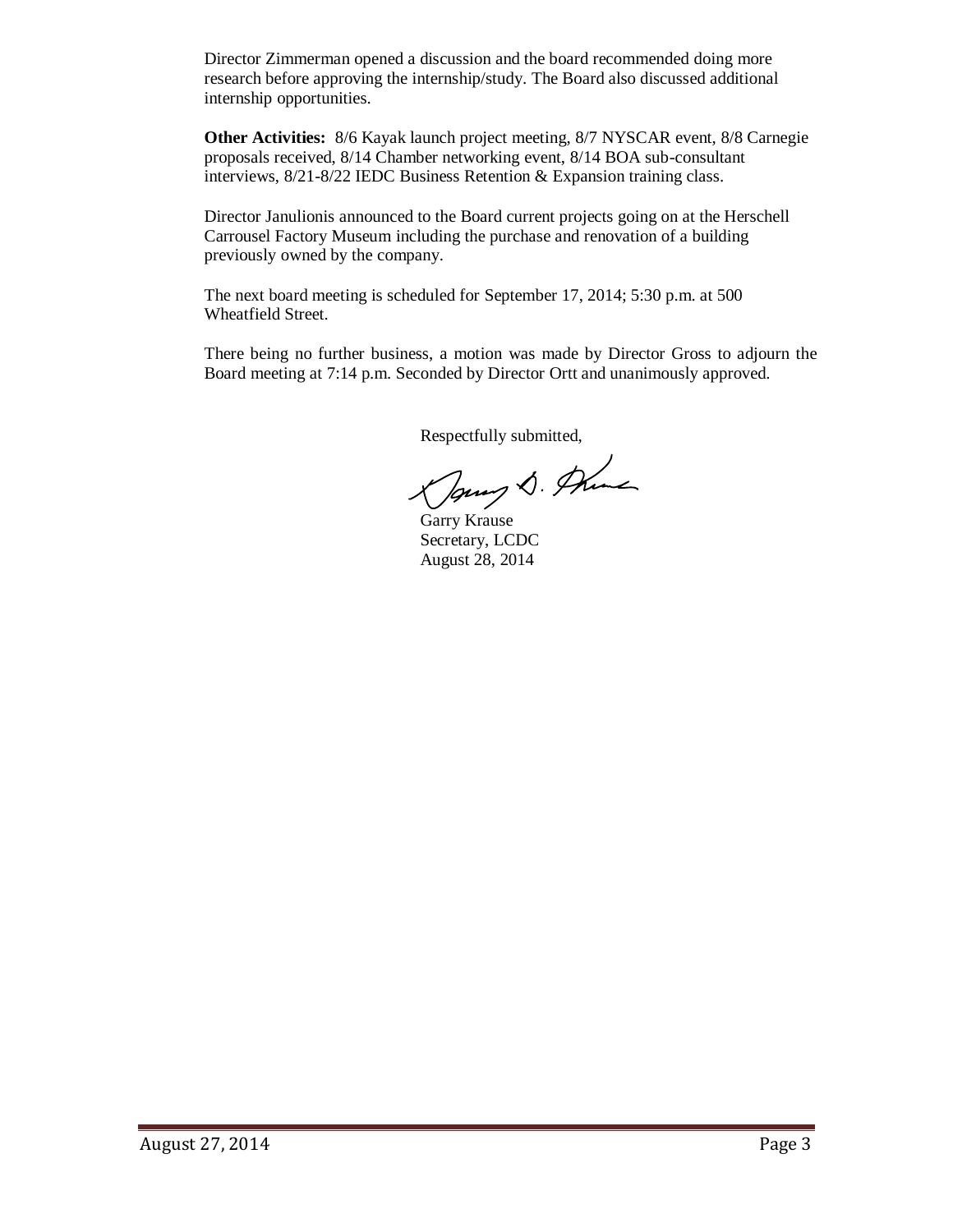Director Zimmerman opened a discussion and the board recommended doing more research before approving the internship/study. The Board also discussed additional internship opportunities.

**Other Activities:** 8/6 Kayak launch project meeting, 8/7 NYSCAR event, 8/8 Carnegie proposals received, 8/14 Chamber networking event, 8/14 BOA sub-consultant interviews, 8/21-8/22 IEDC Business Retention & Expansion training class.

Director Janulionis announced to the Board current projects going on at the Herschell Carrousel Factory Museum including the purchase and renovation of a building previously owned by the company.

The next board meeting is scheduled for September 17, 2014; 5:30 p.m. at 500 Wheatfield Street.

There being no further business, a motion was made by Director Gross to adjourn the Board meeting at 7:14 p.m. Seconded by Director Ortt and unanimously approved.

Respectfully submitted,

Garry Krause
Secretary, LCDC
August 28, 2014